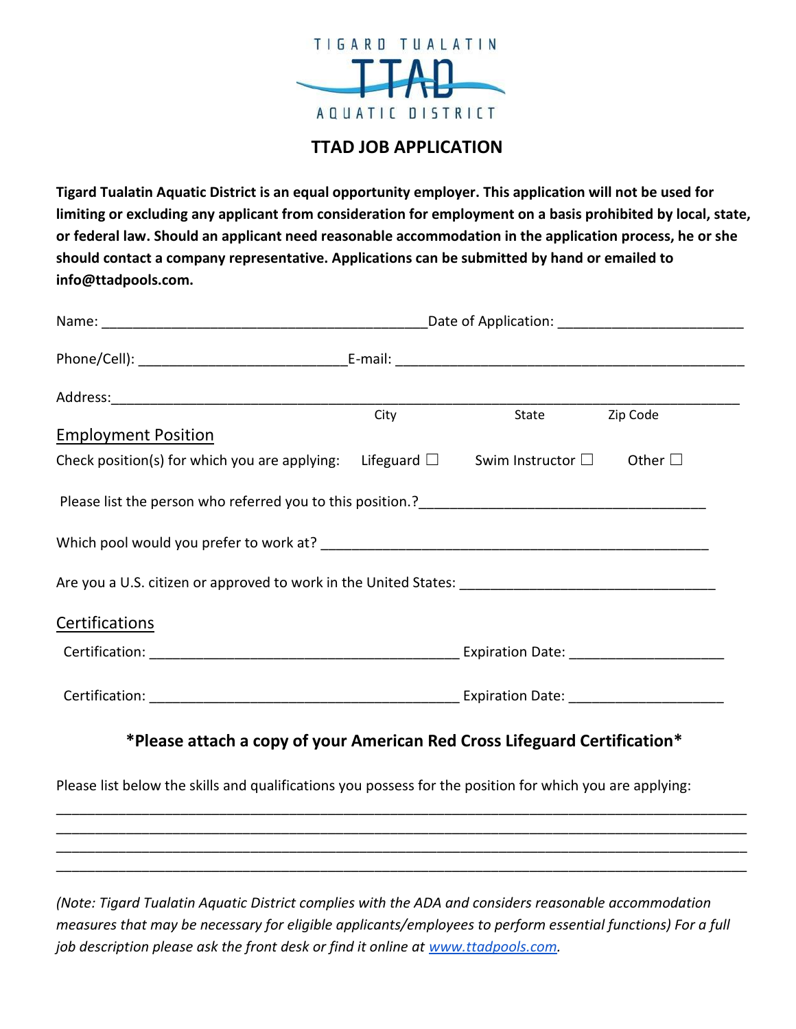TIGARD TUALATIN

TTAD

AQUATIC DISTRICT

# TTAD JOB APPLICATION

**Tigard Tualatin Aquatic District is an equal opportunity employer. This application will not be used for limiting or excluding any applicant from consideration for employment on a basis prohibited by local, state, or federal law. Should an applicant need reasonable accommodation in the application process, he or she should contact a company representative. Applications can be submitted by hand or emailed to info@ttadpools.com.**

Name: ____________________________________________ Date of Application: _________________________

Phone/Cell): ____________________________ E-mail: _______________________________________________

Address: ______________________________________________________________________________

City State Zip Code

## Employment Position

Check position(s) for which you are applying: Lifeguard ☐ Swim Instructor ☐ Other ☐

Please list the person who referred you to this position.?_____________________________________

Which pool would you prefer to work at? ____________________________________________________

Are you a U.S. citizen or approved to work in the United States: __________________________________

## Certifications

Certification: __________________________________________ Expiration Date: ____________________

Certification: __________________________________________ Expiration Date: ____________________

**\*Please attach a copy of your American Red Cross Lifeguard Certification\***

Please list below the skills and qualifications you possess for the position for which you are applying:

_____________________________________________________________________________________________
_____________________________________________________________________________________________
_____________________________________________________________________________________________
_____________________________________________________________________________________________

*(Note: Tigard Tualatin Aquatic District complies with the ADA and considers reasonable accommodation measures that may be necessary for eligible applicants/employees to perform essential functions) For a full job description please ask the front desk or find it online at [www.ttadpools.com](http://www.ttadpools.com).*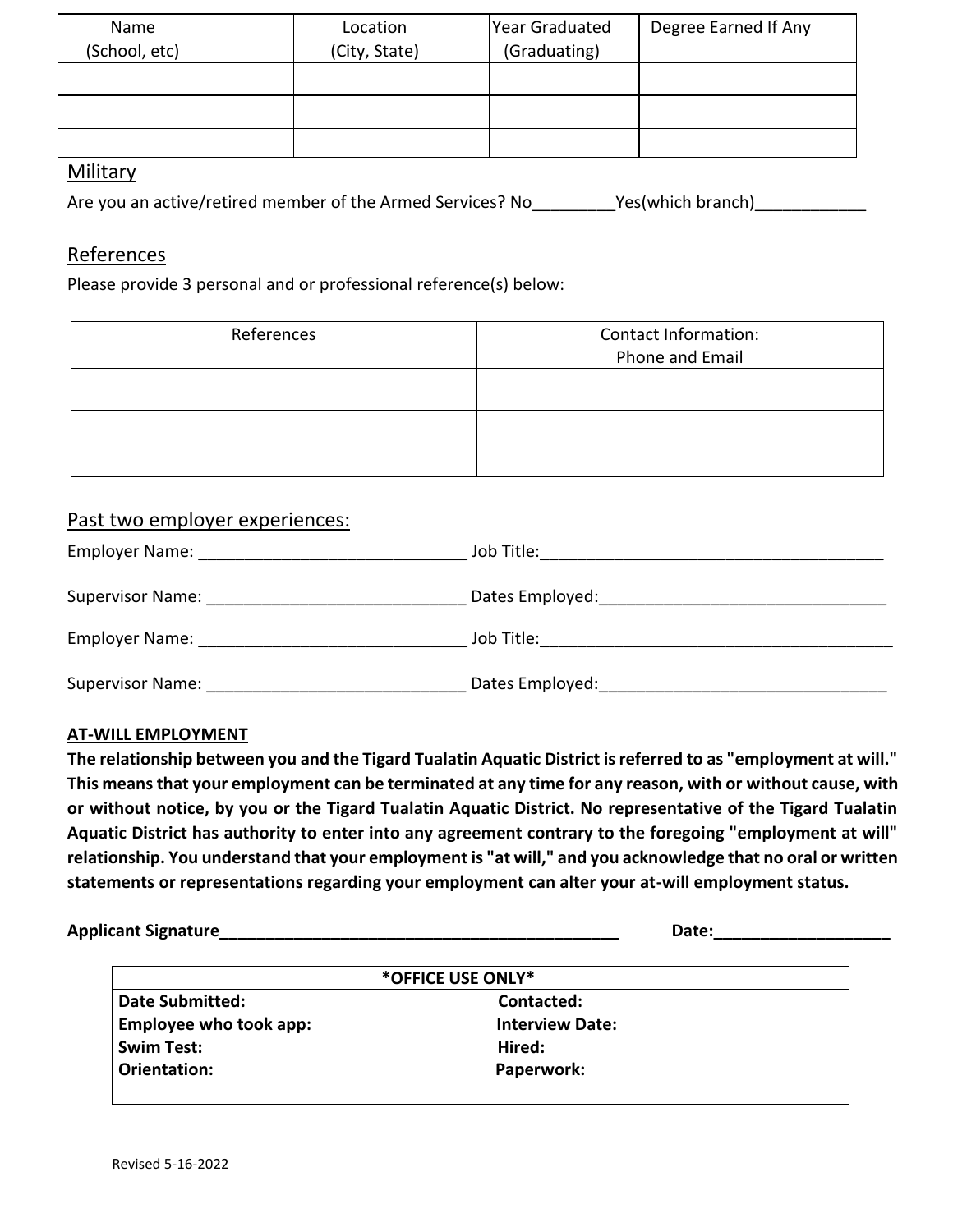| Name (School, etc) | Location (City, State) | Year Graduated (Graduating) | Degree Earned If Any |
|---|---|---|---|
| | | | |
| | | | |
| | | | |

## Military

Are you an active/retired member of the Armed Services? No_________Yes(which branch)____________

## References

Please provide 3 personal and or professional reference(s) below:

| References | Contact Information: Phone and Email |
|---|---|
| | |
| | |
| | |

## Past two employer experiences:

Employer Name: _____________________________ Job Title:_____________________________________

Supervisor Name: ____________________________ Dates Employed:______________________________

Employer Name: _____________________________ Job Title:_______________________________________

Supervisor Name: ____________________________ Dates Employed:______________________________

**AT-WILL EMPLOYMENT**

**The relationship between you and the Tigard Tualatin Aquatic District is referred to as "employment at will." This means that your employment can be terminated at any time for any reason, with or without cause, with or without notice, by you or the Tigard Tualatin Aquatic District. No representative of the Tigard Tualatin Aquatic District has authority to enter into any agreement contrary to the foregoing "employment at will" relationship. You understand that your employment is "at will," and you acknowledge that no oral or written statements or representations regarding your employment can alter your at-will employment status.**

**Applicant Signature_____________________________________________ Date:___________________**

| *OFFICE USE ONLY* | |
|---|---|
| **Date Submitted:** | **Contacted:** |
| **Employee who took app:** | **Interview Date:** |
| **Swim Test:** | **Hired:** |
| **Orientation:** | **Paperwork:** |

Revised 5-16-2022